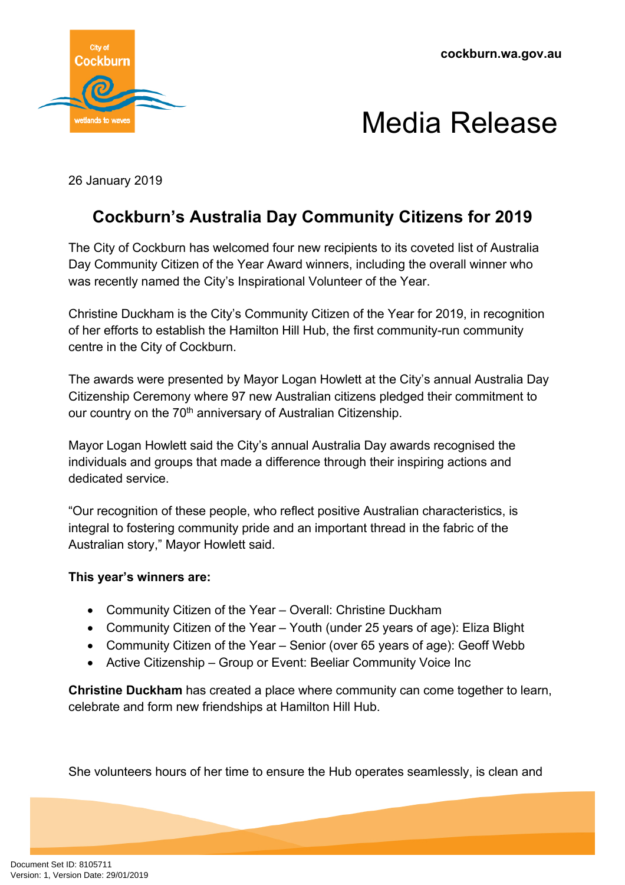cockburn.wa.gov.au

# Media Release

26 January 2019

## Cockburn's Australia Day Community Citizens for 2019

The City of Cockburn has welcomed four new recipients to its coveted list of Australia Day Community Citizen of the Year Award winners, including the overall winner who was recently named the City's Inspirational Volunteer of the Year.

Christine Duckham is the City's Community Citizen of the Year for 2019, in recognition of her efforts to establish the Hamilton Hill Hub, the first community-run community centre in the City of Cockburn.

The awards were presented by Mayor Logan Howlett at the City's annual Australia Day Citizenship Ceremony where 97 new Australian citizens pledged their commitment to our country on the 70th anniversary of Australian Citizenship.

Mayor Logan Howlett said the City's annual Australia Day awards recognised the individuals and groups that made a difference through their inspiring actions and dedicated service.

"Our recognition of these people, who reflect positive Australian characteristics, is integral to fostering community pride and an important thread in the fabric of the Australian story," Mayor Howlett said.

**This year's winners are:**

- Community Citizen of the Year – Overall: Christine Duckham
- Community Citizen of the Year – Youth (under 25 years of age): Eliza Blight
- Community Citizen of the Year – Senior (over 65 years of age): Geoff Webb
- Active Citizenship – Group or Event: Beeliar Community Voice Inc

**Christine Duckham** has created a place where community can come together to learn, celebrate and form new friendships at Hamilton Hill Hub.

She volunteers hours of her time to ensure the Hub operates seamlessly, is clean and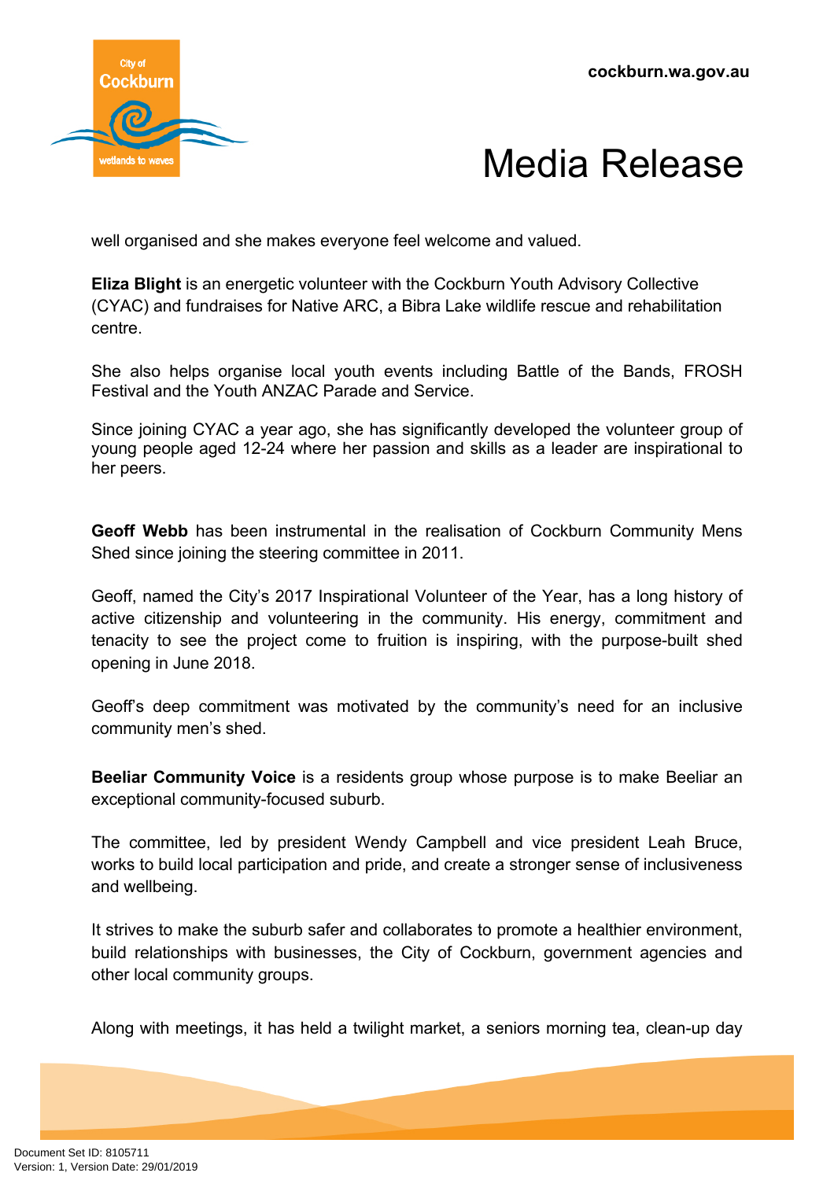well organised and she makes everyone feel welcome and valued.

**Eliza Blight** is an energetic volunteer with the Cockburn Youth Advisory Collective (CYAC) and fundraises for Native ARC, a Bibra Lake wildlife rescue and rehabilitation centre.

She also helps organise local youth events including Battle of the Bands, FROSH Festival and the Youth ANZAC Parade and Service.

Since joining CYAC a year ago, she has significantly developed the volunteer group of young people aged 12-24 where her passion and skills as a leader are inspirational to her peers.

**Geoff Webb** has been instrumental in the realisation of Cockburn Community Mens Shed since joining the steering committee in 2011.

Geoff, named the City's 2017 Inspirational Volunteer of the Year, has a long history of active citizenship and volunteering in the community. His energy, commitment and tenacity to see the project come to fruition is inspiring, with the purpose-built shed opening in June 2018.

Geoff's deep commitment was motivated by the community's need for an inclusive community men's shed.

**Beeliar Community Voice** is a residents group whose purpose is to make Beeliar an exceptional community-focused suburb.

The committee, led by president Wendy Campbell and vice president Leah Bruce, works to build local participation and pride, and create a stronger sense of inclusiveness and wellbeing.

It strives to make the suburb safer and collaborates to promote a healthier environment, build relationships with businesses, the City of Cockburn, government agencies and other local community groups.

Along with meetings, it has held a twilight market, a seniors morning tea, clean-up day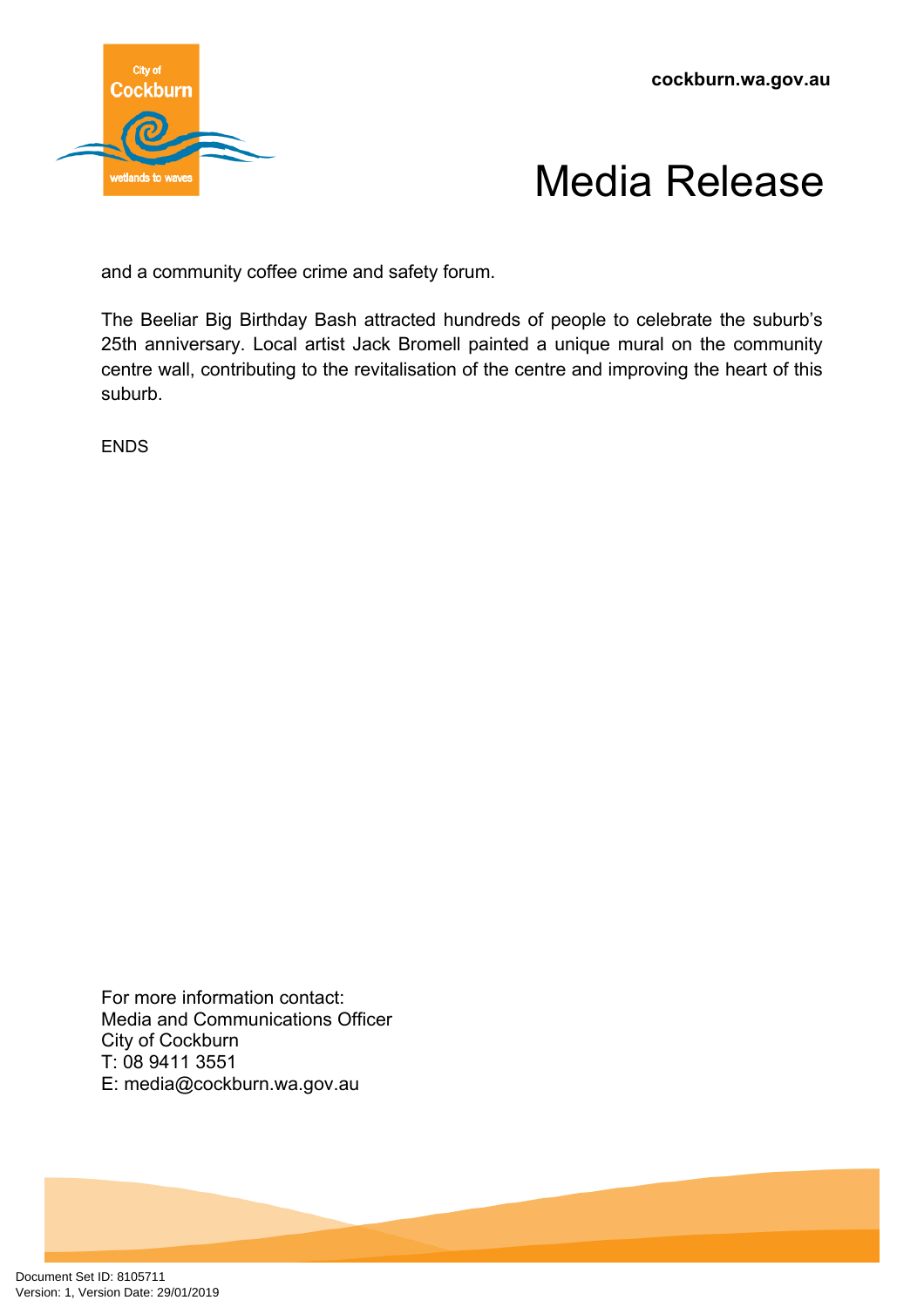and a community coffee crime and safety forum.

The Beeliar Big Birthday Bash attracted hundreds of people to celebrate the suburb's 25th anniversary. Local artist Jack Bromell painted a unique mural on the community centre wall, contributing to the revitalisation of the centre and improving the heart of this suburb.

ENDS

For more information contact:  
Media and Communications Officer  
City of Cockburn  
T: 08 9411 3551  
E: media@cockburn.wa.gov.au